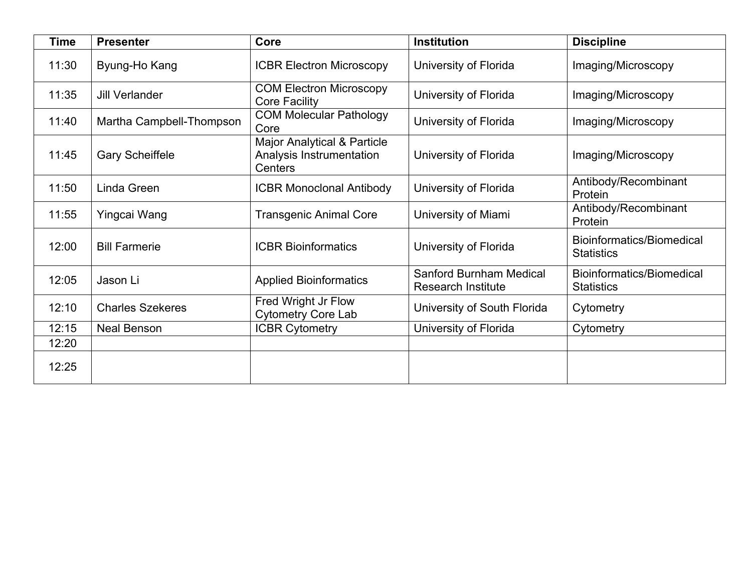| Time | Presenter | Core | Institution | Discipline |
|---|---|---|---|---|
| 11:30 | Byung-Ho Kang | ICBR Electron Microscopy | University of Florida | Imaging/Microscopy |
| 11:35 | Jill Verlander | COM Electron Microscopy Core Facility | University of Florida | Imaging/Microscopy |
| 11:40 | Martha Campbell-Thompson | COM Molecular Pathology Core | University of Florida | Imaging/Microscopy |
| 11:45 | Gary Scheiffele | Major Analytical & Particle Analysis Instrumentation Centers | University of Florida | Imaging/Microscopy |
| 11:50 | Linda Green | ICBR Monoclonal Antibody | University of Florida | Antibody/Recombinant Protein |
| 11:55 | Yingcai Wang | Transgenic Animal Core | University of Miami | Antibody/Recombinant Protein |
| 12:00 | Bill Farmerie | ICBR Bioinformatics | University of Florida | Bioinformatics/Biomedical Statistics |
| 12:05 | Jason Li | Applied Bioinformatics | Sanford Burnham Medical Research Institute | Bioinformatics/Biomedical Statistics |
| 12:10 | Charles Szekeres | Fred Wright Jr Flow Cytometry Core Lab | University of South Florida | Cytometry |
| 12:15 | Neal Benson | ICBR Cytometry | University of Florida | Cytometry |
| 12:20 | | | | |
| 12:25 | | | | |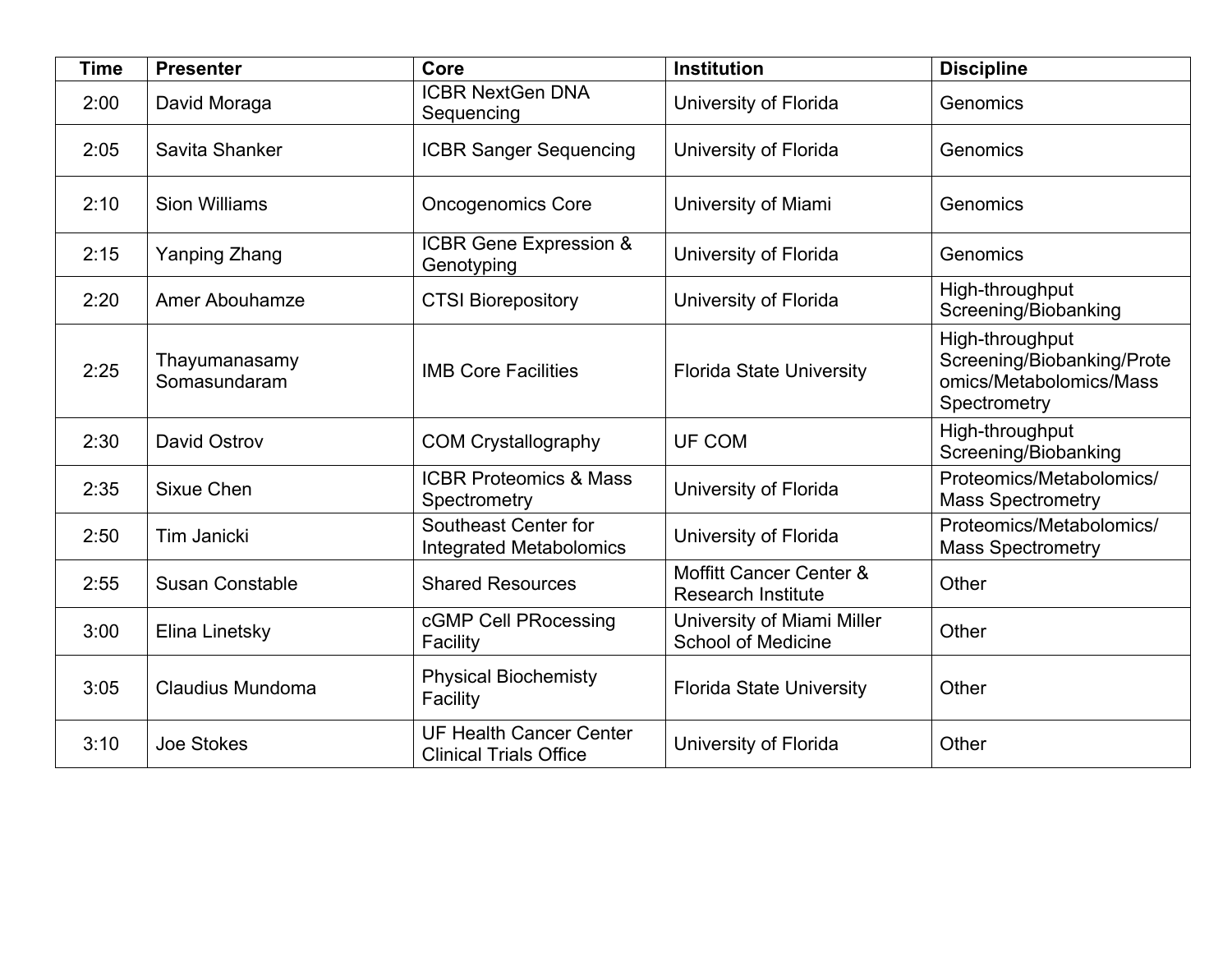| Time | Presenter | Core | Institution | Discipline |
|---|---|---|---|---|
| 2:00 | David Moraga | ICBR NextGen DNA Sequencing | University of Florida | Genomics |
| 2:05 | Savita Shanker | ICBR Sanger Sequencing | University of Florida | Genomics |
| 2:10 | Sion Williams | Oncogenomics Core | University of Miami | Genomics |
| 2:15 | Yanping Zhang | ICBR Gene Expression & Genotyping | University of Florida | Genomics |
| 2:20 | Amer Abouhamze | CTSI Biorepository | University of Florida | High-throughput Screening/Biobanking |
| 2:25 | Thayumanasamy Somasundaram | IMB Core Facilities | Florida State University | High-throughput Screening/Biobanking/Proteomics/Metabolomics/Mass Spectrometry |
| 2:30 | David Ostrov | COM Crystallography | UF COM | High-throughput Screening/Biobanking |
| 2:35 | Sixue Chen | ICBR Proteomics & Mass Spectrometry | University of Florida | Proteomics/Metabolomics/ Mass Spectrometry |
| 2:50 | Tim Janicki | Southeast Center for Integrated Metabolomics | University of Florida | Proteomics/Metabolomics/ Mass Spectrometry |
| 2:55 | Susan Constable | Shared Resources | Moffitt Cancer Center & Research Institute | Other |
| 3:00 | Elina Linetsky | cGMP Cell PRocessing Facility | University of Miami Miller School of Medicine | Other |
| 3:05 | Claudius Mundoma | Physical Biochemisty Facility | Florida State University | Other |
| 3:10 | Joe Stokes | UF Health Cancer Center Clinical Trials Office | University of Florida | Other |